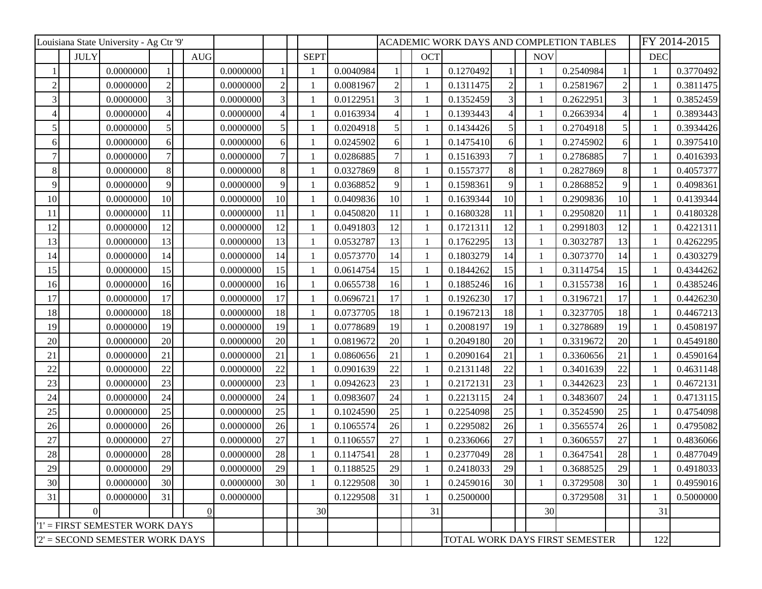| Louisiana State University - Ag Ctr '9' | | | | | | | | | | | | ACADEMIC WORK DAYS AND COMPLETION TABLES | | | | | | | | | | FY 2014-2015 | |
|---|---|---|---|---|---|---|---|---|---|---|---|---|---|---|---|---|---|---|---|---|---|---|---|
| | | JULY | | | | AUG | | | | SEPT | | | | OCT | | | | NOV | | | | DEC | |
| 1 | | | 0.0000000 | 1 | | | 0.0000000 | 1 | | 1 | 0.0040984 | 1 | | 1 | 0.1270492 | 1 | | 1 | 0.2540984 | 1 | | 1 | 0.3770492 |
| 2 | | | 0.0000000 | 2 | | | 0.0000000 | 2 | | 1 | 0.0081967 | 2 | | 1 | 0.1311475 | 2 | | 1 | 0.2581967 | 2 | | 1 | 0.3811475 |
| 3 | | | 0.0000000 | 3 | | | 0.0000000 | 3 | | 1 | 0.0122951 | 3 | | 1 | 0.1352459 | 3 | | 1 | 0.2622951 | 3 | | 1 | 0.3852459 |
| 4 | | | 0.0000000 | 4 | | | 0.0000000 | 4 | | 1 | 0.0163934 | 4 | | 1 | 0.1393443 | 4 | | 1 | 0.2663934 | 4 | | 1 | 0.3893443 |
| 5 | | | 0.0000000 | 5 | | | 0.0000000 | 5 | | 1 | 0.0204918 | 5 | | 1 | 0.1434426 | 5 | | 1 | 0.2704918 | 5 | | 1 | 0.3934426 |
| 6 | | | 0.0000000 | 6 | | | 0.0000000 | 6 | | 1 | 0.0245902 | 6 | | 1 | 0.1475410 | 6 | | 1 | 0.2745902 | 6 | | 1 | 0.3975410 |
| 7 | | | 0.0000000 | 7 | | | 0.0000000 | 7 | | 1 | 0.0286885 | 7 | | 1 | 0.1516393 | 7 | | 1 | 0.2786885 | 7 | | 1 | 0.4016393 |
| 8 | | | 0.0000000 | 8 | | | 0.0000000 | 8 | | 1 | 0.0327869 | 8 | | 1 | 0.1557377 | 8 | | 1 | 0.2827869 | 8 | | 1 | 0.4057377 |
| 9 | | | 0.0000000 | 9 | | | 0.0000000 | 9 | | 1 | 0.0368852 | 9 | | 1 | 0.1598361 | 9 | | 1 | 0.2868852 | 9 | | 1 | 0.4098361 |
| 10 | | | 0.0000000 | 10 | | | 0.0000000 | 10 | | 1 | 0.0409836 | 10 | | 1 | 0.1639344 | 10 | | 1 | 0.2909836 | 10 | | 1 | 0.4139344 |
| 11 | | | 0.0000000 | 11 | | | 0.0000000 | 11 | | 1 | 0.0450820 | 11 | | 1 | 0.1680328 | 11 | | 1 | 0.2950820 | 11 | | 1 | 0.4180328 |
| 12 | | | 0.0000000 | 12 | | | 0.0000000 | 12 | | 1 | 0.0491803 | 12 | | 1 | 0.1721311 | 12 | | 1 | 0.2991803 | 12 | | 1 | 0.4221311 |
| 13 | | | 0.0000000 | 13 | | | 0.0000000 | 13 | | 1 | 0.0532787 | 13 | | 1 | 0.1762295 | 13 | | 1 | 0.3032787 | 13 | | 1 | 0.4262295 |
| 14 | | | 0.0000000 | 14 | | | 0.0000000 | 14 | | 1 | 0.0573770 | 14 | | 1 | 0.1803279 | 14 | | 1 | 0.3073770 | 14 | | 1 | 0.4303279 |
| 15 | | | 0.0000000 | 15 | | | 0.0000000 | 15 | | 1 | 0.0614754 | 15 | | 1 | 0.1844262 | 15 | | 1 | 0.3114754 | 15 | | 1 | 0.4344262 |
| 16 | | | 0.0000000 | 16 | | | 0.0000000 | 16 | | 1 | 0.0655738 | 16 | | 1 | 0.1885246 | 16 | | 1 | 0.3155738 | 16 | | 1 | 0.4385246 |
| 17 | | | 0.0000000 | 17 | | | 0.0000000 | 17 | | 1 | 0.0696721 | 17 | | 1 | 0.1926230 | 17 | | 1 | 0.3196721 | 17 | | 1 | 0.4426230 |
| 18 | | | 0.0000000 | 18 | | | 0.0000000 | 18 | | 1 | 0.0737705 | 18 | | 1 | 0.1967213 | 18 | | 1 | 0.3237705 | 18 | | 1 | 0.4467213 |
| 19 | | | 0.0000000 | 19 | | | 0.0000000 | 19 | | 1 | 0.0778689 | 19 | | 1 | 0.2008197 | 19 | | 1 | 0.3278689 | 19 | | 1 | 0.4508197 |
| 20 | | | 0.0000000 | 20 | | | 0.0000000 | 20 | | 1 | 0.0819672 | 20 | | 1 | 0.2049180 | 20 | | 1 | 0.3319672 | 20 | | 1 | 0.4549180 |
| 21 | | | 0.0000000 | 21 | | | 0.0000000 | 21 | | 1 | 0.0860656 | 21 | | 1 | 0.2090164 | 21 | | 1 | 0.3360656 | 21 | | 1 | 0.4590164 |
| 22 | | | 0.0000000 | 22 | | | 0.0000000 | 22 | | 1 | 0.0901639 | 22 | | 1 | 0.2131148 | 22 | | 1 | 0.3401639 | 22 | | 1 | 0.4631148 |
| 23 | | | 0.0000000 | 23 | | | 0.0000000 | 23 | | 1 | 0.0942623 | 23 | | 1 | 0.2172131 | 23 | | 1 | 0.3442623 | 23 | | 1 | 0.4672131 |
| 24 | | | 0.0000000 | 24 | | | 0.0000000 | 24 | | 1 | 0.0983607 | 24 | | 1 | 0.2213115 | 24 | | 1 | 0.3483607 | 24 | | 1 | 0.4713115 |
| 25 | | | 0.0000000 | 25 | | | 0.0000000 | 25 | | 1 | 0.1024590 | 25 | | 1 | 0.2254098 | 25 | | 1 | 0.3524590 | 25 | | 1 | 0.4754098 |
| 26 | | | 0.0000000 | 26 | | | 0.0000000 | 26 | | 1 | 0.1065574 | 26 | | 1 | 0.2295082 | 26 | | 1 | 0.3565574 | 26 | | 1 | 0.4795082 |
| 27 | | | 0.0000000 | 27 | | | 0.0000000 | 27 | | 1 | 0.1106557 | 27 | | 1 | 0.2336066 | 27 | | 1 | 0.3606557 | 27 | | 1 | 0.4836066 |
| 28 | | | 0.0000000 | 28 | | | 0.0000000 | 28 | | 1 | 0.1147541 | 28 | | 1 | 0.2377049 | 28 | | 1 | 0.3647541 | 28 | | 1 | 0.4877049 |
| 29 | | | 0.0000000 | 29 | | | 0.0000000 | 29 | | 1 | 0.1188525 | 29 | | 1 | 0.2418033 | 29 | | 1 | 0.3688525 | 29 | | 1 | 0.4918033 |
| 30 | | | 0.0000000 | 30 | | | 0.0000000 | 30 | | 1 | 0.1229508 | 30 | | 1 | 0.2459016 | 30 | | 1 | 0.3729508 | 30 | | 1 | 0.4959016 |
| 31 | | | 0.0000000 | 31 | | | 0.0000000 | | | | 0.1229508 | 31 | | 1 | 0.2500000 | | | | 0.3729508 | 31 | | 1 | 0.5000000 |
| | | 0 | | | | 0 | | | | 30 | | | | 31 | | | | 30 | | | | 31 | |
| '1' = FIRST SEMESTER WORK DAYS | | | | | | | | | | | | | | | | | | | | | | | |
| '2' = SECOND SEMESTER WORK DAYS | | | | | | | | | | | | | | | TOTAL WORK DAYS FIRST SEMESTER | | | | | | | 122 | |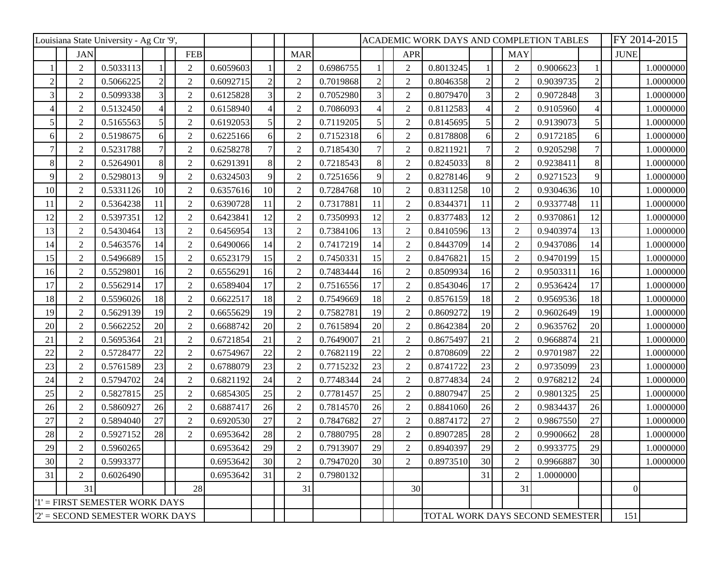| Louisiana State University - Ag Ctr '9', | | | | | | | | | | | | ACADEMIC WORK DAYS AND COMPLETION TABLES | | | | | | | | | | FY 2014-2015 | |
|---|---|---|---|---|---|---|---|---|---|---|---|---|---|---|---|---|---|---|---|---|---|---|---|
| | | JAN | | | | FEB | | | | MAR | | | | APR | | | | MAY | | | | JUNE | |
| 1 | | 2 | 0.5033113 | 1 | | 2 | 0.6059603 | 1 | | 2 | 0.6986755 | 1 | | 2 | 0.8013245 | 1 | | 2 | 0.9006623 | 1 | | | 1.0000000 |
| 2 | | 2 | 0.5066225 | 2 | | 2 | 0.6092715 | 2 | | 2 | 0.7019868 | 2 | | 2 | 0.8046358 | 2 | | 2 | 0.9039735 | 2 | | | 1.0000000 |
| 3 | | 2 | 0.5099338 | 3 | | 2 | 0.6125828 | 3 | | 2 | 0.7052980 | 3 | | 2 | 0.8079470 | 3 | | 2 | 0.9072848 | 3 | | | 1.0000000 |
| 4 | | 2 | 0.5132450 | 4 | | 2 | 0.6158940 | 4 | | 2 | 0.7086093 | 4 | | 2 | 0.8112583 | 4 | | 2 | 0.9105960 | 4 | | | 1.0000000 |
| 5 | | 2 | 0.5165563 | 5 | | 2 | 0.6192053 | 5 | | 2 | 0.7119205 | 5 | | 2 | 0.8145695 | 5 | | 2 | 0.9139073 | 5 | | | 1.0000000 |
| 6 | | 2 | 0.5198675 | 6 | | 2 | 0.6225166 | 6 | | 2 | 0.7152318 | 6 | | 2 | 0.8178808 | 6 | | 2 | 0.9172185 | 6 | | | 1.0000000 |
| 7 | | 2 | 0.5231788 | 7 | | 2 | 0.6258278 | 7 | | 2 | 0.7185430 | 7 | | 2 | 0.8211921 | 7 | | 2 | 0.9205298 | 7 | | | 1.0000000 |
| 8 | | 2 | 0.5264901 | 8 | | 2 | 0.6291391 | 8 | | 2 | 0.7218543 | 8 | | 2 | 0.8245033 | 8 | | 2 | 0.9238411 | 8 | | | 1.0000000 |
| 9 | | 2 | 0.5298013 | 9 | | 2 | 0.6324503 | 9 | | 2 | 0.7251656 | 9 | | 2 | 0.8278146 | 9 | | 2 | 0.9271523 | 9 | | | 1.0000000 |
| 10 | | 2 | 0.5331126 | 10 | | 2 | 0.6357616 | 10 | | 2 | 0.7284768 | 10 | | 2 | 0.8311258 | 10 | | 2 | 0.9304636 | 10 | | | 1.0000000 |
| 11 | | 2 | 0.5364238 | 11 | | 2 | 0.6390728 | 11 | | 2 | 0.7317881 | 11 | | 2 | 0.8344371 | 11 | | 2 | 0.9337748 | 11 | | | 1.0000000 |
| 12 | | 2 | 0.5397351 | 12 | | 2 | 0.6423841 | 12 | | 2 | 0.7350993 | 12 | | 2 | 0.8377483 | 12 | | 2 | 0.9370861 | 12 | | | 1.0000000 |
| 13 | | 2 | 0.5430464 | 13 | | 2 | 0.6456954 | 13 | | 2 | 0.7384106 | 13 | | 2 | 0.8410596 | 13 | | 2 | 0.9403974 | 13 | | | 1.0000000 |
| 14 | | 2 | 0.5463576 | 14 | | 2 | 0.6490066 | 14 | | 2 | 0.7417219 | 14 | | 2 | 0.8443709 | 14 | | 2 | 0.9437086 | 14 | | | 1.0000000 |
| 15 | | 2 | 0.5496689 | 15 | | 2 | 0.6523179 | 15 | | 2 | 0.7450331 | 15 | | 2 | 0.8476821 | 15 | | 2 | 0.9470199 | 15 | | | 1.0000000 |
| 16 | | 2 | 0.5529801 | 16 | | 2 | 0.6556291 | 16 | | 2 | 0.7483444 | 16 | | 2 | 0.8509934 | 16 | | 2 | 0.9503311 | 16 | | | 1.0000000 |
| 17 | | 2 | 0.5562914 | 17 | | 2 | 0.6589404 | 17 | | 2 | 0.7516556 | 17 | | 2 | 0.8543046 | 17 | | 2 | 0.9536424 | 17 | | | 1.0000000 |
| 18 | | 2 | 0.5596026 | 18 | | 2 | 0.6622517 | 18 | | 2 | 0.7549669 | 18 | | 2 | 0.8576159 | 18 | | 2 | 0.9569536 | 18 | | | 1.0000000 |
| 19 | | 2 | 0.5629139 | 19 | | 2 | 0.6655629 | 19 | | 2 | 0.7582781 | 19 | | 2 | 0.8609272 | 19 | | 2 | 0.9602649 | 19 | | | 1.0000000 |
| 20 | | 2 | 0.5662252 | 20 | | 2 | 0.6688742 | 20 | | 2 | 0.7615894 | 20 | | 2 | 0.8642384 | 20 | | 2 | 0.9635762 | 20 | | | 1.0000000 |
| 21 | | 2 | 0.5695364 | 21 | | 2 | 0.6721854 | 21 | | 2 | 0.7649007 | 21 | | 2 | 0.8675497 | 21 | | 2 | 0.9668874 | 21 | | | 1.0000000 |
| 22 | | 2 | 0.5728477 | 22 | | 2 | 0.6754967 | 22 | | 2 | 0.7682119 | 22 | | 2 | 0.8708609 | 22 | | 2 | 0.9701987 | 22 | | | 1.0000000 |
| 23 | | 2 | 0.5761589 | 23 | | 2 | 0.6788079 | 23 | | 2 | 0.7715232 | 23 | | 2 | 0.8741722 | 23 | | 2 | 0.9735099 | 23 | | | 1.0000000 |
| 24 | | 2 | 0.5794702 | 24 | | 2 | 0.6821192 | 24 | | 2 | 0.7748344 | 24 | | 2 | 0.8774834 | 24 | | 2 | 0.9768212 | 24 | | | 1.0000000 |
| 25 | | 2 | 0.5827815 | 25 | | 2 | 0.6854305 | 25 | | 2 | 0.7781457 | 25 | | 2 | 0.8807947 | 25 | | 2 | 0.9801325 | 25 | | | 1.0000000 |
| 26 | | 2 | 0.5860927 | 26 | | 2 | 0.6887417 | 26 | | 2 | 0.7814570 | 26 | | 2 | 0.8841060 | 26 | | 2 | 0.9834437 | 26 | | | 1.0000000 |
| 27 | | 2 | 0.5894040 | 27 | | 2 | 0.6920530 | 27 | | 2 | 0.7847682 | 27 | | 2 | 0.8874172 | 27 | | 2 | 0.9867550 | 27 | | | 1.0000000 |
| 28 | | 2 | 0.5927152 | 28 | | 2 | 0.6953642 | 28 | | 2 | 0.7880795 | 28 | | 2 | 0.8907285 | 28 | | 2 | 0.9900662 | 28 | | | 1.0000000 |
| 29 | | 2 | 0.5960265 | | | | 0.6953642 | 29 | | 2 | 0.7913907 | 29 | | 2 | 0.8940397 | 29 | | 2 | 0.9933775 | 29 | | | 1.0000000 |
| 30 | | 2 | 0.5993377 | | | | 0.6953642 | 30 | | 2 | 0.7947020 | 30 | | 2 | 0.8973510 | 30 | | 2 | 0.9966887 | 30 | | | 1.0000000 |
| 31 | | 2 | 0.6026490 | | | | 0.6953642 | 31 | | 2 | 0.7980132 | | | | | 31 | | 2 | 1.0000000 | | | | |
| | | 31 | | | | 28 | | | | 31 | | | | 30 | | | | 31 | | | | 0 | |
| '1' = FIRST SEMESTER WORK DAYS | | | | | | | | | | | | | | | | | | | | | | | |
| '2' = SECOND SEMESTER WORK DAYS | | | | | | | | | | | | | | | TOTAL WORK DAYS SECOND SEMESTER | | | | | | | 151 | |